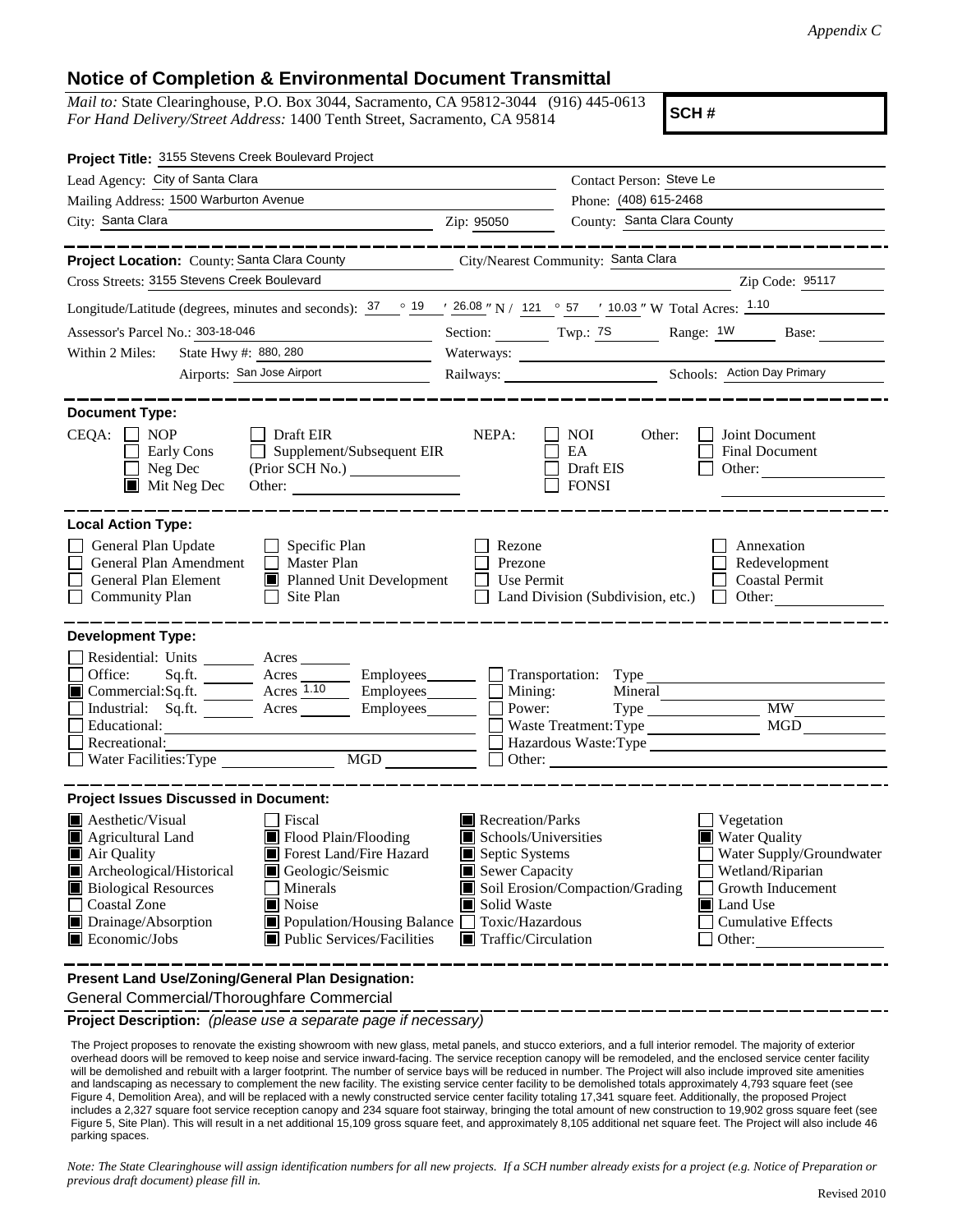*Appendix C*

# Notice of Completion & Environmental Document Transmittal

*Mail to:* State Clearinghouse, P.O. Box 3044, Sacramento, CA 95812-3044 (916) 445-0613
*For Hand Delivery/Street Address:* 1400 Tenth Street, Sacramento, CA 95814

**SCH #**

**Project Title:** 3155 Stevens Creek Boulevard Project

Lead Agency: City of Santa Clara
Contact Person: Steve Le
Mailing Address: 1500 Warburton Avenue
Phone: (408) 615-2468
City: Santa Clara
Zip: 95050
County: Santa Clara County

**Project Location:** County: Santa Clara County
City/Nearest Community: Santa Clara
Cross Streets: 3155 Stevens Creek Boulevard
Zip Code: 95117

Longitude/Latitude (degrees, minutes and seconds): 37 ° 19 ′ 26.08 ″ N / 121 ° 57 ′ 10.03 ″ W Total Acres: 1.10

Assessor's Parcel No.: 303-18-046
Section: Twp.: 7S Range: 1W Base:

Within 2 Miles: State Hwy #: 880, 280
Waterways:
Airports: San Jose Airport
Railways:
Schools: Action Day Primary

**Document Type:**

CEQA: ☐ NOP ☐ Early Cons ☐ Neg Dec ■ Mit Neg Dec
☐ Draft EIR ☐ Supplement/Subsequent EIR (Prior SCH No.) Other:

NEPA: ☐ NOI ☐ EA ☐ Draft EIS ☐ FONSI

Other: ☐ Joint Document ☐ Final Document ☐ Other:

**Local Action Type:**

☐ General Plan Update
☐ General Plan Amendment
☐ General Plan Element
☐ Community Plan
☐ Specific Plan
☐ Master Plan
■ Planned Unit Development
☐ Site Plan
☐ Rezone
☐ Prezone
☐ Use Permit
☐ Land Division (Subdivision, etc.)
☐ Annexation
☐ Redevelopment
☐ Coastal Permit
☐ Other:

**Development Type:**

☐ Residential: Units Acres
☐ Office: Sq.ft. Acres Employees
■ Commercial: Sq.ft. Acres 1.10 Employees
☐ Industrial: Sq.ft. Acres Employees
☐ Educational:
☐ Recreational:
☐ Water Facilities: Type MGD
☐ Transportation: Type
☐ Mining: Mineral
☐ Power: Type MW
☐ Waste Treatment: Type MGD
☐ Hazardous Waste: Type
☐ Other:

**Project Issues Discussed in Document:**

■ Aesthetic/Visual
■ Agricultural Land
■ Air Quality
■ Archeological/Historical
■ Biological Resources
☐ Coastal Zone
■ Drainage/Absorption
■ Economic/Jobs
☐ Fiscal
■ Flood Plain/Flooding
■ Forest Land/Fire Hazard
■ Geologic/Seismic
☐ Minerals
■ Noise
■ Population/Housing Balance
■ Public Services/Facilities
■ Recreation/Parks
■ Schools/Universities
■ Septic Systems
■ Sewer Capacity
■ Soil Erosion/Compaction/Grading
■ Solid Waste
☐ Toxic/Hazardous
■ Traffic/Circulation
☐ Vegetation
■ Water Quality
☐ Water Supply/Groundwater
☐ Wetland/Riparian
☐ Growth Inducement
■ Land Use
☐ Cumulative Effects
☐ Other:

**Present Land Use/Zoning/General Plan Designation:**

General Commercial/Thoroughfare Commercial

**Project Description:** *(please use a separate page if necessary)*

The Project proposes to renovate the existing showroom with new glass, metal panels, and stucco exteriors, and a full interior remodel. The majority of exterior overhead doors will be removed to keep noise and service inward-facing. The service reception canopy will be remodeled, and the enclosed service center facility will be demolished and rebuilt with a larger footprint. The number of service bays will be reduced in number. The Project will also include improved site amenities and landscaping as necessary to complement the new facility. The existing service center facility to be demolished totals approximately 4,793 square feet (see Figure 4, Demolition Area), and will be replaced with a newly constructed service center facility totaling 17,341 square feet. Additionally, the proposed Project includes a 2,327 square foot service reception canopy and 234 square foot stairway, bringing the total amount of new construction to 19,902 gross square feet (see Figure 5, Site Plan). This will result in a net additional 15,109 gross square feet, and approximately 8,105 additional net square feet. The Project will also include 46 parking spaces.

*Note: The State Clearinghouse will assign identification numbers for all new projects. If a SCH number already exists for a project (e.g. Notice of Preparation or previous draft document) please fill in.*

Revised 2010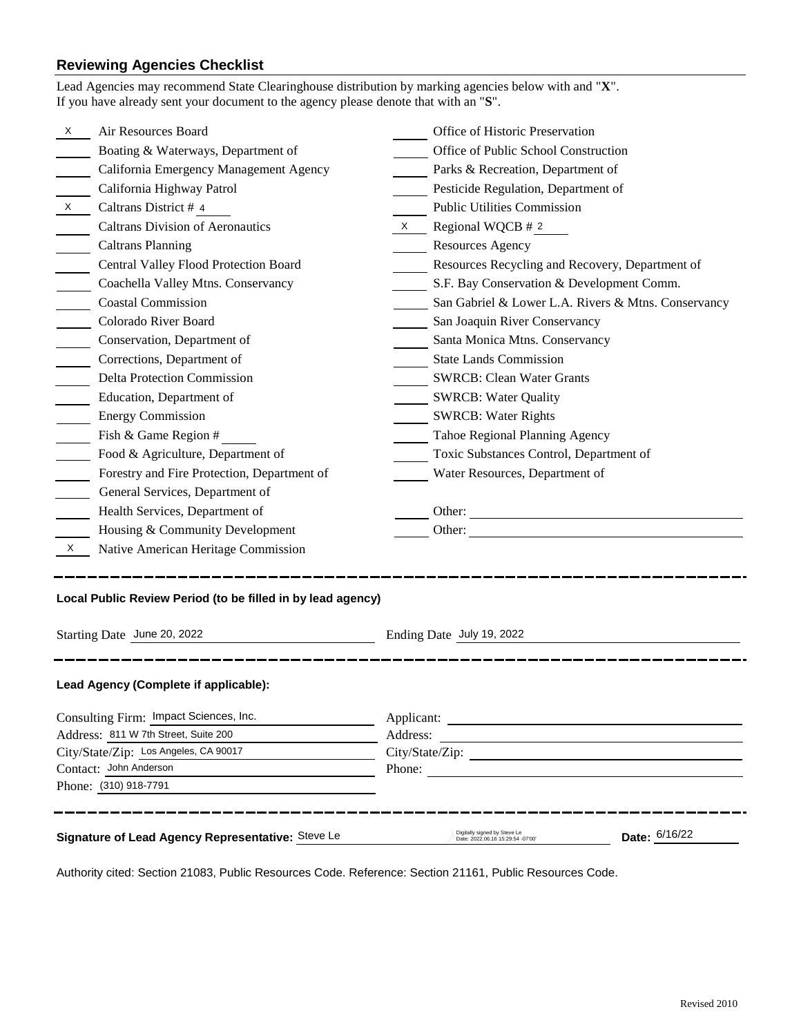## Reviewing Agencies Checklist

Lead Agencies may recommend State Clearinghouse distribution by marking agencies below with and "**X**".
If you have already sent your document to the agency please denote that with an "**S**".

| | | | |
|---|---|---|---|
| X | Air Resources Board | | Office of Historic Preservation |
| | Boating & Waterways, Department of | | Office of Public School Construction |
| | California Emergency Management Agency | | Parks & Recreation, Department of |
| | California Highway Patrol | | Pesticide Regulation, Department of |
| X | Caltrans District # 4 | | Public Utilities Commission |
| | Caltrans Division of Aeronautics | X | Regional WQCB # 2 |
| | Caltrans Planning | | Resources Agency |
| | Central Valley Flood Protection Board | | Resources Recycling and Recovery, Department of |
| | Coachella Valley Mtns. Conservancy | | S.F. Bay Conservation & Development Comm. |
| | Coastal Commission | | San Gabriel & Lower L.A. Rivers & Mtns. Conservancy |
| | Colorado River Board | | San Joaquin River Conservancy |
| | Conservation, Department of | | Santa Monica Mtns. Conservancy |
| | Corrections, Department of | | State Lands Commission |
| | Delta Protection Commission | | SWRCB: Clean Water Grants |
| | Education, Department of | | SWRCB: Water Quality |
| | Energy Commission | | SWRCB: Water Rights |
| | Fish & Game Region # | | Tahoe Regional Planning Agency |
| | Food & Agriculture, Department of | | Toxic Substances Control, Department of |
| | Forestry and Fire Protection, Department of | | Water Resources, Department of |
| | General Services, Department of | | |
| | Health Services, Department of | | Other: |
| | Housing & Community Development | | Other: |
| X | Native American Heritage Commission | | |

---

**Local Public Review Period (to be filled in by lead agency)**

Starting Date: June 20, 2022 &nbsp;&nbsp;&nbsp; Ending Date: July 19, 2022

---

**Lead Agency (Complete if applicable):**

Consulting Firm: Impact Sciences, Inc.
Address: 811 W 7th Street, Suite 200
City/State/Zip: Los Angeles, CA 90017
Contact: John Anderson
Phone: (310) 918-7791

Applicant:
Address:
City/State/Zip:
Phone:

---

**Signature of Lead Agency Representative:** Steve Le (Digitally signed by Steve Le Date: 2022.06.16 15:29:54 -07'00') **Date:** 6/16/22

Authority cited: Section 21083, Public Resources Code. Reference: Section 21161, Public Resources Code.

Revised 2010